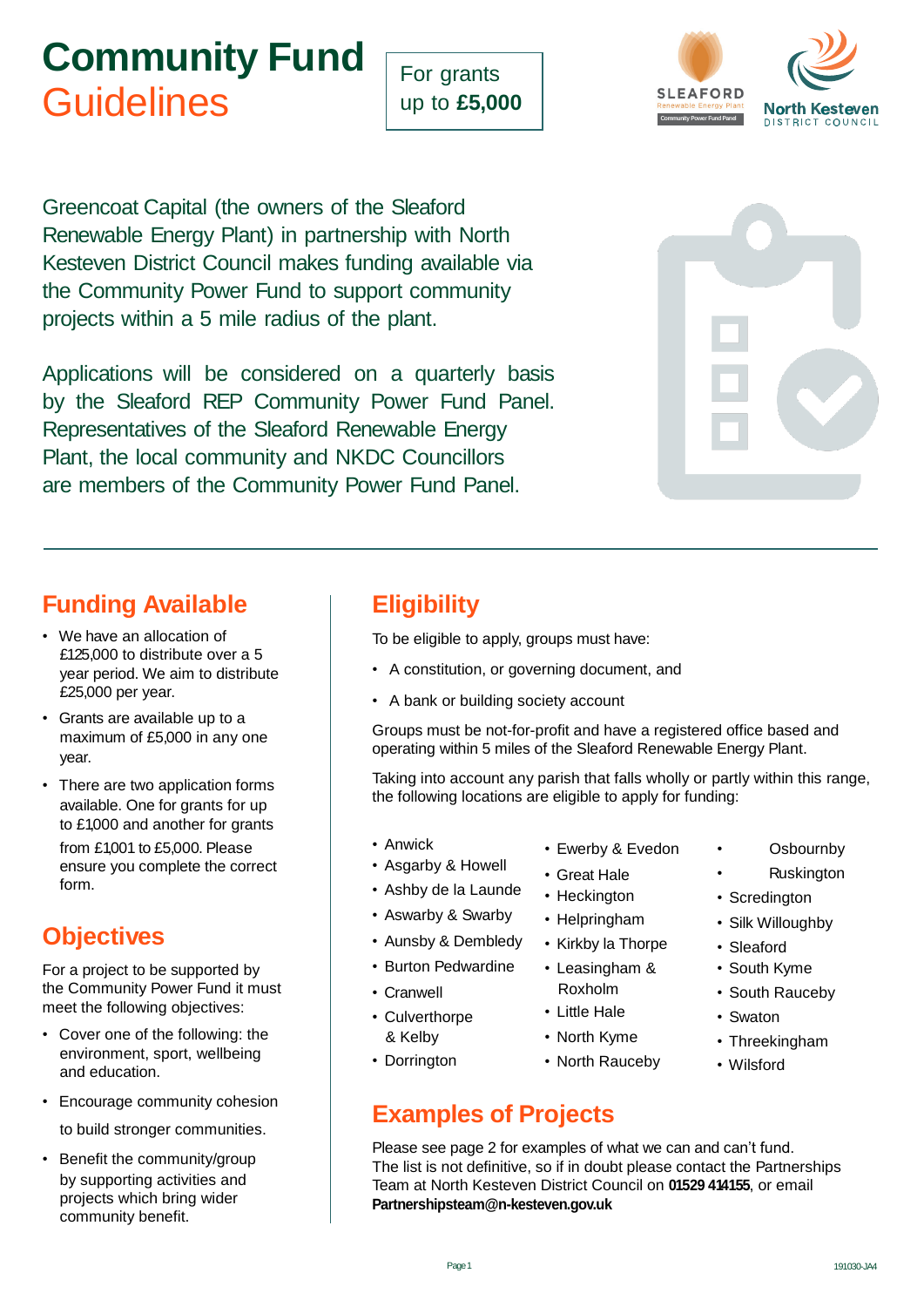# Community Fund Guidelines

For grants up to **£5,000**

Greencoat Capital (the owners of the Sleaford Renewable Energy Plant) in partnership with North Kesteven District Council makes funding available via the Community Power Fund to support community projects within a 5 mile radius of the plant.

Applications will be considered on a quarterly basis by the Sleaford REP Community Power Fund Panel. Representatives of the Sleaford Renewable Energy Plant, the local community and NKDC Councillors are members of the Community Power Fund Panel.

## Funding Available

- We have an allocation of £125,000 to distribute over a 5 year period. We aim to distribute £25,000 per year.
- Grants are available up to a maximum of £5,000 in any one year.
- There are two application forms available. One for grants for up to £1,000 and another for grants from £1,001 to £5,000. Please ensure you complete the correct form.

## Objectives

For a project to be supported by the Community Power Fund it must meet the following objectives:

- Cover one of the following: the environment, sport, wellbeing and education.
- Encourage community cohesion to build stronger communities.
- Benefit the community/group by supporting activities and projects which bring wider community benefit.

## Eligibility

To be eligible to apply, groups must have:

- A constitution, or governing document, and
- A bank or building society account

Groups must be not-for-profit and have a registered office based and operating within 5 miles of the Sleaford Renewable Energy Plant.

Taking into account any parish that falls wholly or partly within this range, the following locations are eligible to apply for funding:

- Anwick
- Asgarby & Howell
- Ashby de la Launde
- Aswarby & Swarby
- Aunsby & Dembledy
- Burton Pedwardine
- Cranwell
- Culverthorpe & Kelby
- Dorrington
- Ewerby & Evedon
- Great Hale
- Heckington
- Helpringham
- Kirkby la Thorpe
- Leasingham & Roxholm
- Little Hale
- North Kyme
- North Rauceby
- Osbournby
- Ruskington
- Scredington
- Silk Willoughby
- Sleaford
- South Kyme
- South Rauceby
- Swaton
- Threekingham
- Wilsford

## Examples of Projects

Please see page 2 for examples of what we can and can't fund. The list is not definitive, so if in doubt please contact the Partnerships Team at North Kesteven District Council on **01529 414155**, or email **Partnershipsteam@n-kesteven.gov.uk**

191030-JA4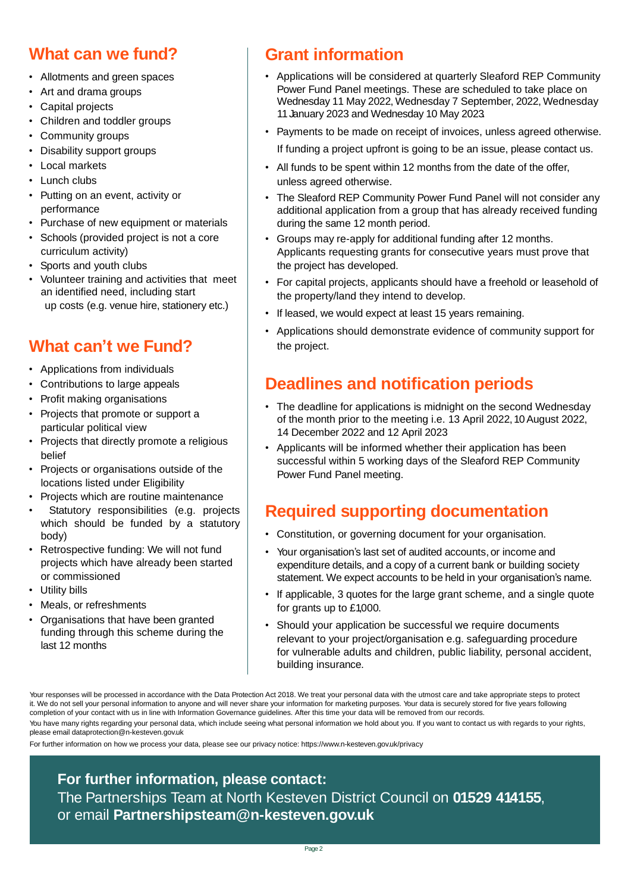## What can we fund?

- Allotments and green spaces
- Art and drama groups
- Capital projects
- Children and toddler groups
- Community groups
- Disability support groups
- Local markets
- Lunch clubs
- Putting on an event, activity or performance
- Purchase of new equipment or materials
- Schools (provided project is not a core curriculum activity)
- Sports and youth clubs
- Volunteer training and activities that meet an identified need, including start up costs (e.g. venue hire, stationery etc.)

## What can't we Fund?

- Applications from individuals
- Contributions to large appeals
- Profit making organisations
- Projects that promote or support a particular political view
- Projects that directly promote a religious belief
- Projects or organisations outside of the locations listed under Eligibility
- Projects which are routine maintenance
- Statutory responsibilities (e.g. projects which should be funded by a statutory body)
- Retrospective funding: We will not fund projects which have already been started or commissioned
- Utility bills
- Meals, or refreshments
- Organisations that have been granted funding through this scheme during the last 12 months

## Grant information

- Applications will be considered at quarterly Sleaford REP Community Power Fund Panel meetings. These are scheduled to take place on Wednesday 11 May 2022, Wednesday 7 September, 2022, Wednesday 11 January 2023 and Wednesday 10 May 2023
- Payments to be made on receipt of invoices, unless agreed otherwise. If funding a project upfront is going to be an issue, please contact us.
- All funds to be spent within 12 months from the date of the offer, unless agreed otherwise.
- The Sleaford REP Community Power Fund Panel will not consider any additional application from a group that has already received funding during the same 12 month period.
- Groups may re-apply for additional funding after 12 months. Applicants requesting grants for consecutive years must prove that the project has developed.
- For capital projects, applicants should have a freehold or leasehold of the property/land they intend to develop.
- If leased, we would expect at least 15 years remaining.
- Applications should demonstrate evidence of community support for the project.

## Deadlines and notification periods

- The deadline for applications is midnight on the second Wednesday of the month prior to the meeting i.e. 13 April 2022, 10 August 2022, 14 December 2022 and 12 April 2023
- Applicants will be informed whether their application has been successful within 5 working days of the Sleaford REP Community Power Fund Panel meeting.

## Required supporting documentation

- Constitution, or governing document for your organisation.
- Your organisation's last set of audited accounts, or income and expenditure details, and a copy of a current bank or building society statement. We expect accounts to be held in your organisation's name.
- If applicable, 3 quotes for the large grant scheme, and a single quote for grants up to £1,000.
- Should your application be successful we require documents relevant to your project/organisation e.g. safeguarding procedure for vulnerable adults and children, public liability, personal accident, building insurance.

Your responses will be processed in accordance with the Data Protection Act 2018. We treat your personal data with the utmost care and take appropriate steps to protect it. We do not sell your personal information to anyone and will never share your information for marketing purposes. Your data is securely stored for five years following completion of your contact with us in line with Information Governance guidelines. After this time your data will be removed from our records.

You have many rights regarding your personal data, which include seeing what personal information we hold about you. If you want to contact us with regards to your rights, please email dataprotection@n-kesteven.gov.uk

For further information on how we process your data, please see our privacy notice: https://www.n-kesteven.gov.uk/privacy

**For further information, please contact:**
The Partnerships Team at North Kesteven District Council on **01529 414155**, or email **Partnershipsteam@n-kesteven.gov.uk**